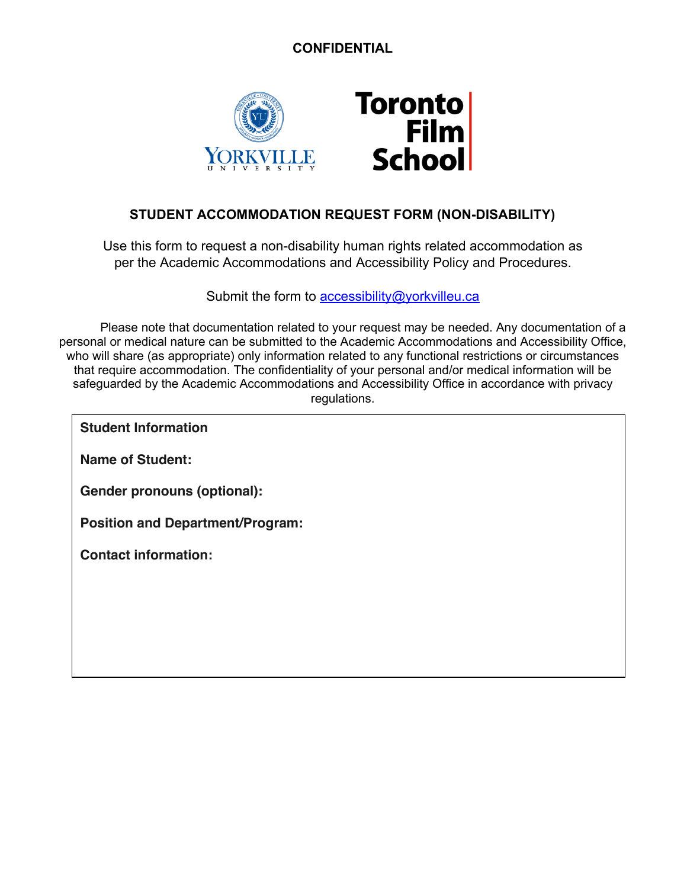**CONFIDENTIAL**

# STUDENT ACCOMMODATION REQUEST FORM (NON-DISABILITY)

Use this form to request a non-disability human rights related accommodation as per the Academic Accommodations and Accessibility Policy and Procedures.

Submit the form to accessibility@yorkvilleu.ca

Please note that documentation related to your request may be needed. Any documentation of a personal or medical nature can be submitted to the Academic Accommodations and Accessibility Office, who will share (as appropriate) only information related to any functional restrictions or circumstances that require accommodation. The confidentiality of your personal and/or medical information will be safeguarded by the Academic Accommodations and Accessibility Office in accordance with privacy regulations.

**Student Information**

**Name of Student:**

**Gender pronouns (optional):**

**Position and Department/Program:**

**Contact information:**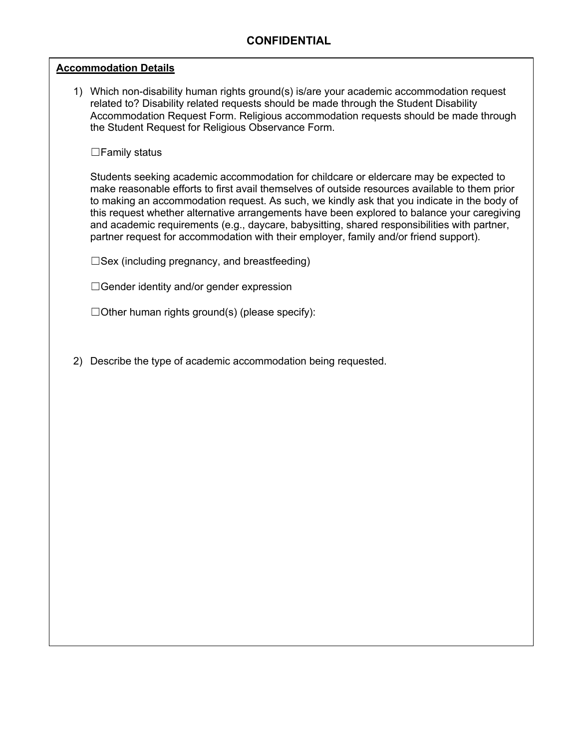## CONFIDENTIAL

**Accommodation Details**

1) Which non-disability human rights ground(s) is/are your academic accommodation request related to? Disability related requests should be made through the Student Disability Accommodation Request Form. Religious accommodation requests should be made through the Student Request for Religious Observance Form.

   ☐Family status

   Students seeking academic accommodation for childcare or eldercare may be expected to make reasonable efforts to first avail themselves of outside resources available to them prior to making an accommodation request. As such, we kindly ask that you indicate in the body of this request whether alternative arrangements have been explored to balance your caregiving and academic requirements (e.g., daycare, babysitting, shared responsibilities with partner, partner request for accommodation with their employer, family and/or friend support).

   ☐Sex (including pregnancy, and breastfeeding)

   ☐Gender identity and/or gender expression

   ☐Other human rights ground(s) (please specify):

2) Describe the type of academic accommodation being requested.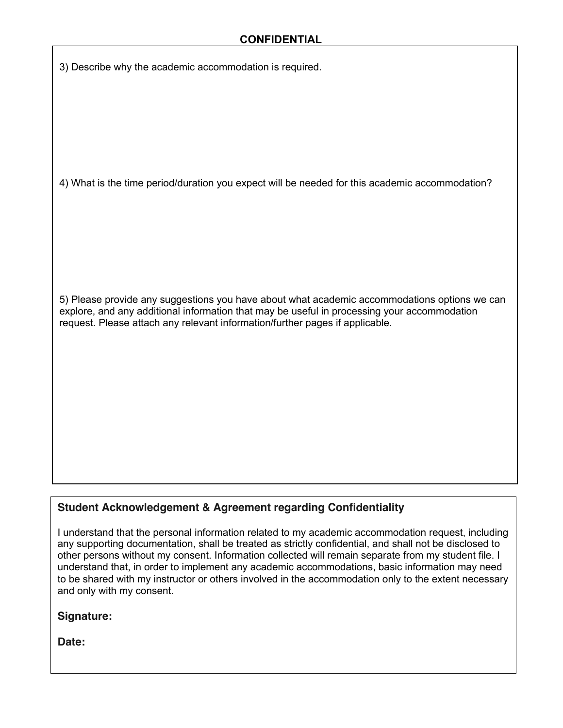**CONFIDENTIAL**

3) Describe why the academic accommodation is required.

4) What is the time period/duration you expect will be needed for this academic accommodation?

5) Please provide any suggestions you have about what academic accommodations options we can explore, and any additional information that may be useful in processing your accommodation request. Please attach any relevant information/further pages if applicable.

**Student Acknowledgement & Agreement regarding Confidentiality**

I understand that the personal information related to my academic accommodation request, including any supporting documentation, shall be treated as strictly confidential, and shall not be disclosed to other persons without my consent. Information collected will remain separate from my student file. I understand that, in order to implement any academic accommodations, basic information may need to be shared with my instructor or others involved in the accommodation only to the extent necessary and only with my consent.

**Signature:**

**Date:**